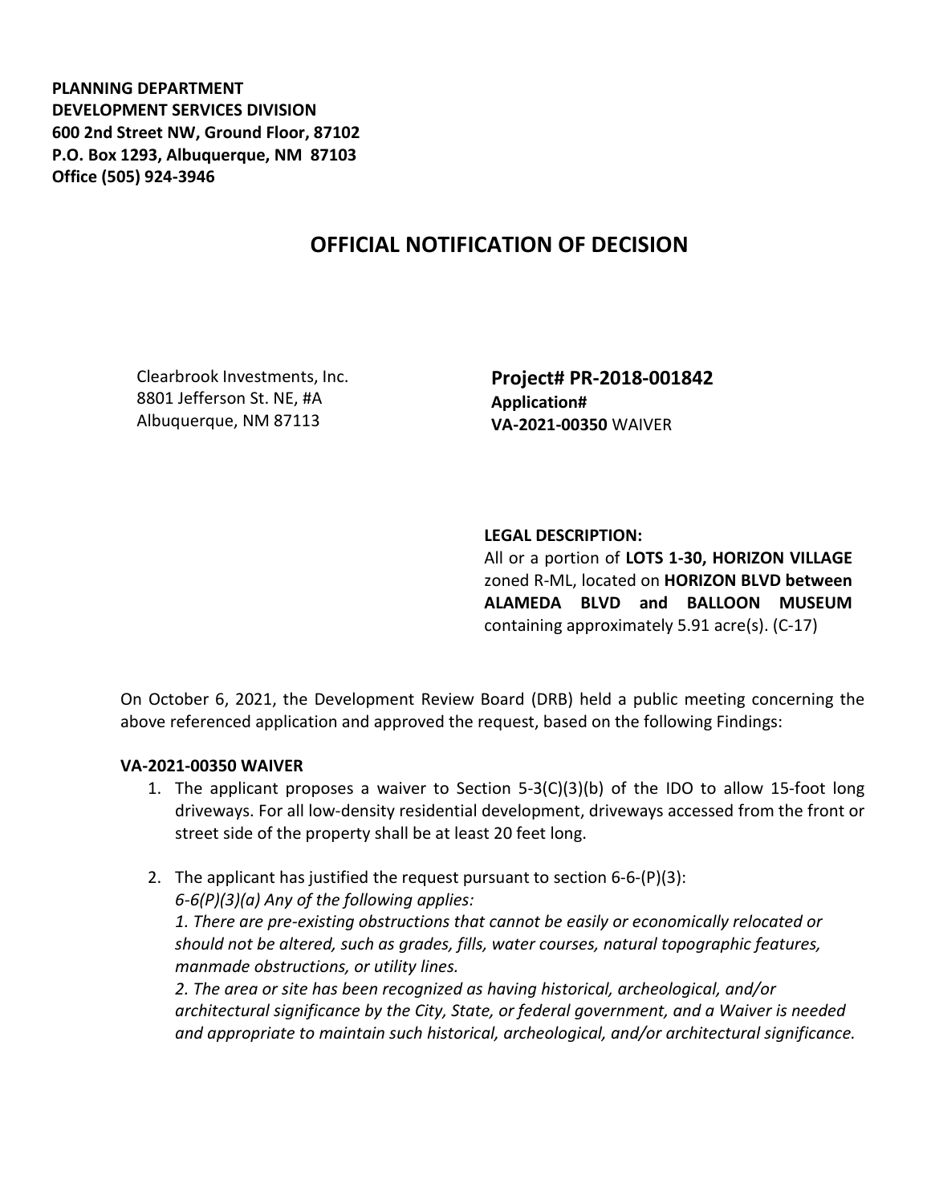**PLANNING DEPARTMENT**
**DEVELOPMENT SERVICES DIVISION**
**600 2nd Street NW, Ground Floor, 87102**
**P.O. Box 1293, Albuquerque, NM 87103**
**Office (505) 924-3946**

# OFFICIAL NOTIFICATION OF DECISION

Clearbrook Investments, Inc.
8801 Jefferson St. NE, #A
Albuquerque, NM 87113

**Project# PR-2018-001842**
**Application#**
**VA-2021-00350** WAIVER

**LEGAL DESCRIPTION:**
All or a portion of **LOTS 1-30, HORIZON VILLAGE** zoned R-ML, located on **HORIZON BLVD between ALAMEDA BLVD and BALLOON MUSEUM** containing approximately 5.91 acre(s). (C-17)

On October 6, 2021, the Development Review Board (DRB) held a public meeting concerning the above referenced application and approved the request, based on the following Findings:

**VA-2021-00350 WAIVER**

1. The applicant proposes a waiver to Section 5-3(C)(3)(b) of the IDO to allow 15-foot long driveways. For all low-density residential development, driveways accessed from the front or street side of the property shall be at least 20 feet long.

2. The applicant has justified the request pursuant to section 6-6-(P)(3):
   *6-6(P)(3)(a) Any of the following applies:*
   *1. There are pre-existing obstructions that cannot be easily or economically relocated or should not be altered, such as grades, fills, water courses, natural topographic features, manmade obstructions, or utility lines.*
   *2. The area or site has been recognized as having historical, archeological, and/or architectural significance by the City, State, or federal government, and a Waiver is needed and appropriate to maintain such historical, archeological, and/or architectural significance.*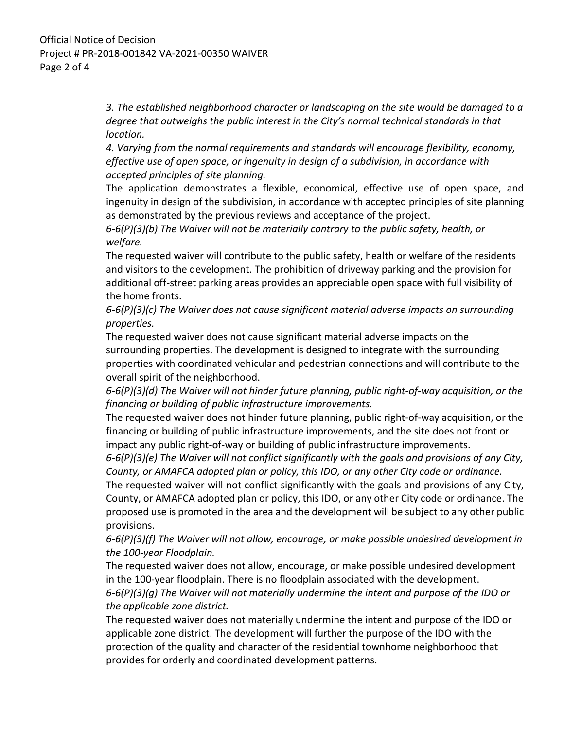*3. The established neighborhood character or landscaping on the site would be damaged to a degree that outweighs the public interest in the City's normal technical standards in that location.*

*4. Varying from the normal requirements and standards will encourage flexibility, economy, effective use of open space, or ingenuity in design of a subdivision, in accordance with accepted principles of site planning.*

The application demonstrates a flexible, economical, effective use of open space, and ingenuity in design of the subdivision, in accordance with accepted principles of site planning as demonstrated by the previous reviews and acceptance of the project.

*6-6(P)(3)(b) The Waiver will not be materially contrary to the public safety, health, or welfare.*

The requested waiver will contribute to the public safety, health or welfare of the residents and visitors to the development. The prohibition of driveway parking and the provision for additional off-street parking areas provides an appreciable open space with full visibility of the home fronts.

*6-6(P)(3)(c) The Waiver does not cause significant material adverse impacts on surrounding properties.*

The requested waiver does not cause significant material adverse impacts on the surrounding properties. The development is designed to integrate with the surrounding properties with coordinated vehicular and pedestrian connections and will contribute to the overall spirit of the neighborhood.

*6-6(P)(3)(d) The Waiver will not hinder future planning, public right-of-way acquisition, or the financing or building of public infrastructure improvements.*

The requested waiver does not hinder future planning, public right-of-way acquisition, or the financing or building of public infrastructure improvements, and the site does not front or impact any public right-of-way or building of public infrastructure improvements.

*6-6(P)(3)(e) The Waiver will not conflict significantly with the goals and provisions of any City, County, or AMAFCA adopted plan or policy, this IDO, or any other City code or ordinance.*

The requested waiver will not conflict significantly with the goals and provisions of any City, County, or AMAFCA adopted plan or policy, this IDO, or any other City code or ordinance. The proposed use is promoted in the area and the development will be subject to any other public provisions.

*6-6(P)(3)(f) The Waiver will not allow, encourage, or make possible undesired development in the 100-year Floodplain.*

The requested waiver does not allow, encourage, or make possible undesired development in the 100-year floodplain. There is no floodplain associated with the development.

*6-6(P)(3)(g) The Waiver will not materially undermine the intent and purpose of the IDO or the applicable zone district.*

The requested waiver does not materially undermine the intent and purpose of the IDO or applicable zone district. The development will further the purpose of the IDO with the protection of the quality and character of the residential townhome neighborhood that provides for orderly and coordinated development patterns.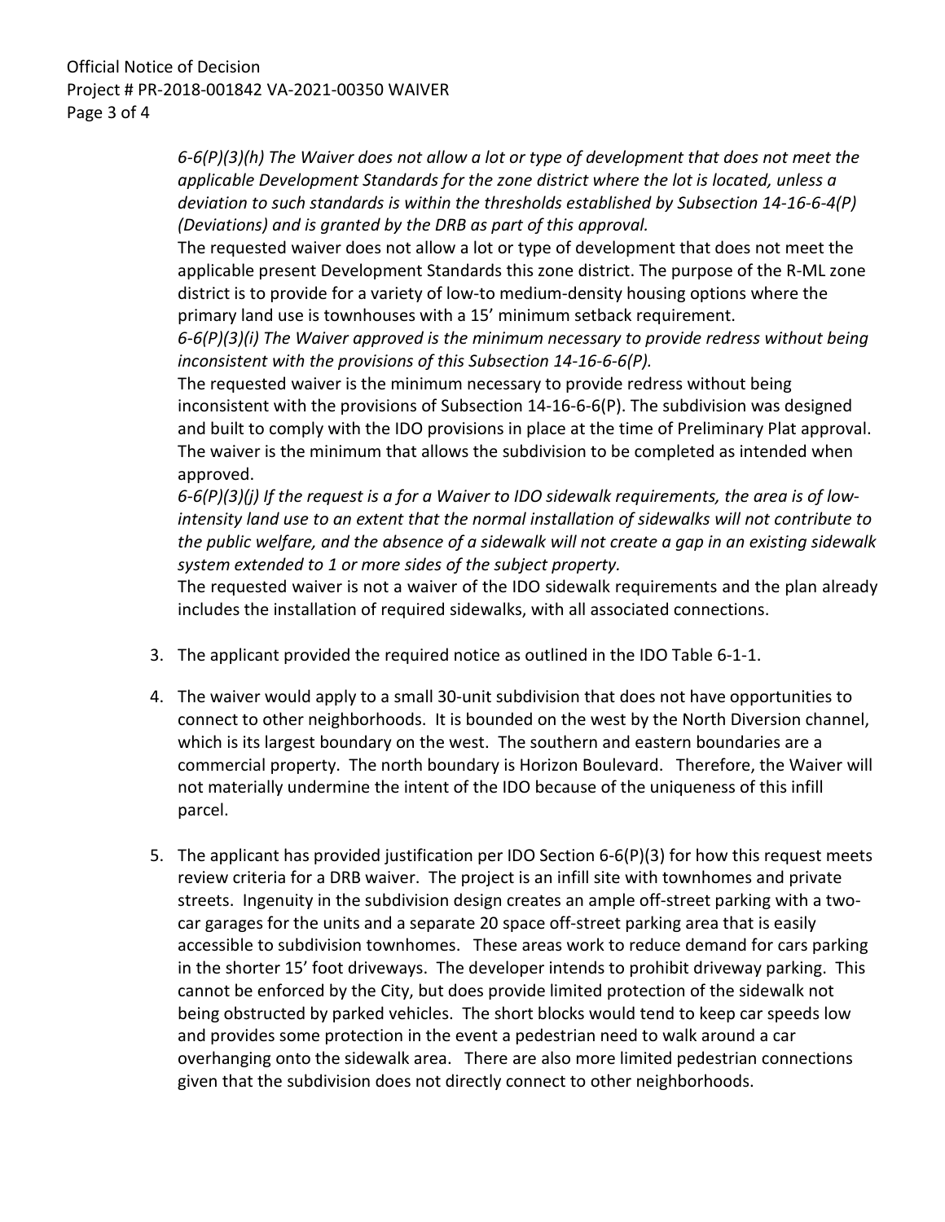*6-6(P)(3)(h) The Waiver does not allow a lot or type of development that does not meet the applicable Development Standards for the zone district where the lot is located, unless a deviation to such standards is within the thresholds established by Subsection 14-16-6-4(P) (Deviations) and is granted by the DRB as part of this approval.*

The requested waiver does not allow a lot or type of development that does not meet the applicable present Development Standards this zone district. The purpose of the R-ML zone district is to provide for a variety of low-to medium-density housing options where the primary land use is townhouses with a 15' minimum setback requirement.

*6-6(P)(3)(i) The Waiver approved is the minimum necessary to provide redress without being inconsistent with the provisions of this Subsection 14-16-6-6(P).*

The requested waiver is the minimum necessary to provide redress without being inconsistent with the provisions of Subsection 14-16-6-6(P). The subdivision was designed and built to comply with the IDO provisions in place at the time of Preliminary Plat approval. The waiver is the minimum that allows the subdivision to be completed as intended when approved.

*6-6(P)(3)(j) If the request is a for a Waiver to IDO sidewalk requirements, the area is of low-intensity land use to an extent that the normal installation of sidewalks will not contribute to the public welfare, and the absence of a sidewalk will not create a gap in an existing sidewalk system extended to 1 or more sides of the subject property.*

The requested waiver is not a waiver of the IDO sidewalk requirements and the plan already includes the installation of required sidewalks, with all associated connections.

3. The applicant provided the required notice as outlined in the IDO Table 6-1-1.

4. The waiver would apply to a small 30-unit subdivision that does not have opportunities to connect to other neighborhoods. It is bounded on the west by the North Diversion channel, which is its largest boundary on the west. The southern and eastern boundaries are a commercial property. The north boundary is Horizon Boulevard. Therefore, the Waiver will not materially undermine the intent of the IDO because of the uniqueness of this infill parcel.

5. The applicant has provided justification per IDO Section 6-6(P)(3) for how this request meets review criteria for a DRB waiver. The project is an infill site with townhomes and private streets. Ingenuity in the subdivision design creates an ample off-street parking with a two-car garages for the units and a separate 20 space off-street parking area that is easily accessible to subdivision townhomes. These areas work to reduce demand for cars parking in the shorter 15' foot driveways. The developer intends to prohibit driveway parking. This cannot be enforced by the City, but does provide limited protection of the sidewalk not being obstructed by parked vehicles. The short blocks would tend to keep car speeds low and provides some protection in the event a pedestrian need to walk around a car overhanging onto the sidewalk area. There are also more limited pedestrian connections given that the subdivision does not directly connect to other neighborhoods.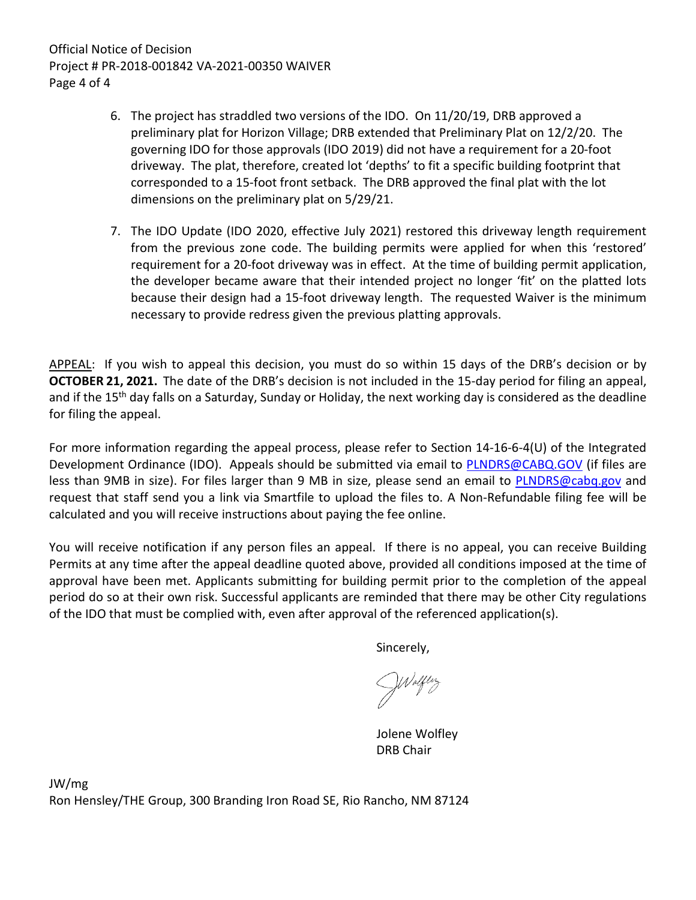6. The project has straddled two versions of the IDO. On 11/20/19, DRB approved a preliminary plat for Horizon Village; DRB extended that Preliminary Plat on 12/2/20. The governing IDO for those approvals (IDO 2019) did not have a requirement for a 20-foot driveway. The plat, therefore, created lot 'depths' to fit a specific building footprint that corresponded to a 15-foot front setback. The DRB approved the final plat with the lot dimensions on the preliminary plat on 5/29/21.

7. The IDO Update (IDO 2020, effective July 2021) restored this driveway length requirement from the previous zone code. The building permits were applied for when this 'restored' requirement for a 20-foot driveway was in effect. At the time of building permit application, the developer became aware that their intended project no longer 'fit' on the platted lots because their design had a 15-foot driveway length. The requested Waiver is the minimum necessary to provide redress given the previous platting approvals.

APPEAL: If you wish to appeal this decision, you must do so within 15 days of the DRB's decision or by **OCTOBER 21, 2021.** The date of the DRB's decision is not included in the 15-day period for filing an appeal, and if the 15th day falls on a Saturday, Sunday or Holiday, the next working day is considered as the deadline for filing the appeal.

For more information regarding the appeal process, please refer to Section 14-16-6-4(U) of the Integrated Development Ordinance (IDO). Appeals should be submitted via email to PLNDRS@CABQ.GOV (if files are less than 9MB in size). For files larger than 9 MB in size, please send an email to PLNDRS@cabq.gov and request that staff send you a link via Smartfile to upload the files to. A Non-Refundable filing fee will be calculated and you will receive instructions about paying the fee online.

You will receive notification if any person files an appeal. If there is no appeal, you can receive Building Permits at any time after the appeal deadline quoted above, provided all conditions imposed at the time of approval have been met. Applicants submitting for building permit prior to the completion of the appeal period do so at their own risk. Successful applicants are reminded that there may be other City regulations of the IDO that must be complied with, even after approval of the referenced application(s).

Sincerely,

Jolene Wolfley
DRB Chair

JW/mg
Ron Hensley/THE Group, 300 Branding Iron Road SE, Rio Rancho, NM 87124